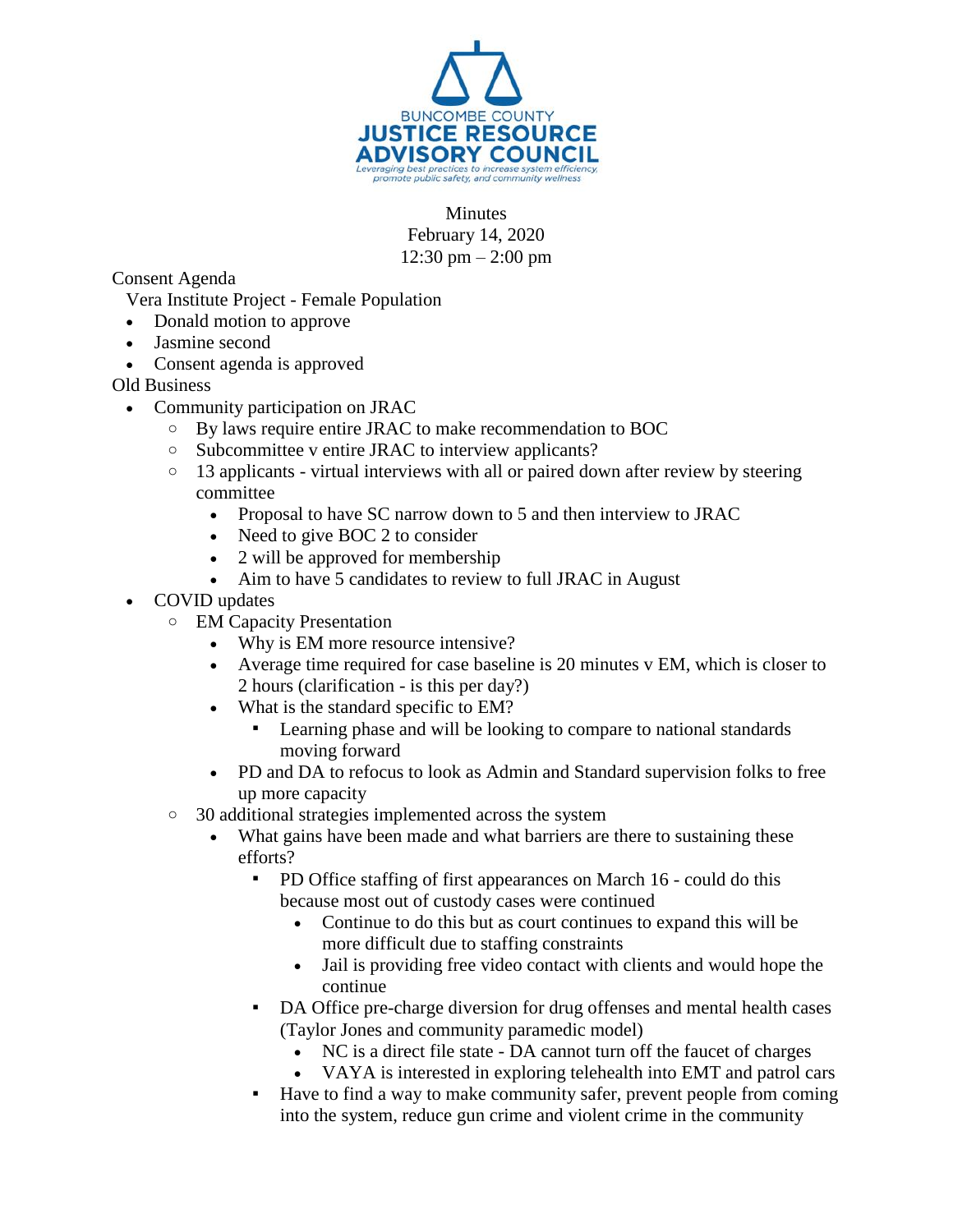BUNCOMBE COUNTY
**JUSTICE RESOURCE ADVISORY COUNCIL**
*Leveraging best practices to increase system efficiency, promote public safety, and community wellness*

Minutes
February 14, 2020
12:30 pm – 2:00 pm

Consent Agenda

Vera Institute Project - Female Population

- Donald motion to approve
- Jasmine second
- Consent agenda is approved

Old Business

- Community participation on JRAC
  - By laws require entire JRAC to make recommendation to BOC
  - Subcommittee v entire JRAC to interview applicants?
  - 13 applicants - virtual interviews with all or paired down after review by steering committee
    - Proposal to have SC narrow down to 5 and then interview to JRAC
    - Need to give BOC 2 to consider
    - 2 will be approved for membership
    - Aim to have 5 candidates to review to full JRAC in August
- COVID updates
  - EM Capacity Presentation
    - Why is EM more resource intensive?
    - Average time required for case baseline is 20 minutes v EM, which is closer to 2 hours (clarification - is this per day?)
    - What is the standard specific to EM?
      - Learning phase and will be looking to compare to national standards moving forward
    - PD and DA to refocus to look as Admin and Standard supervision folks to free up more capacity
  - 30 additional strategies implemented across the system
    - What gains have been made and what barriers are there to sustaining these efforts?
      - PD Office staffing of first appearances on March 16 - could do this because most out of custody cases were continued
        - Continue to do this but as court continues to expand this will be more difficult due to staffing constraints
        - Jail is providing free video contact with clients and would hope the continue
      - DA Office pre-charge diversion for drug offenses and mental health cases (Taylor Jones and community paramedic model)
        - NC is a direct file state - DA cannot turn off the faucet of charges
        - VAYA is interested in exploring telehealth into EMT and patrol cars
      - Have to find a way to make community safer, prevent people from coming into the system, reduce gun crime and violent crime in the community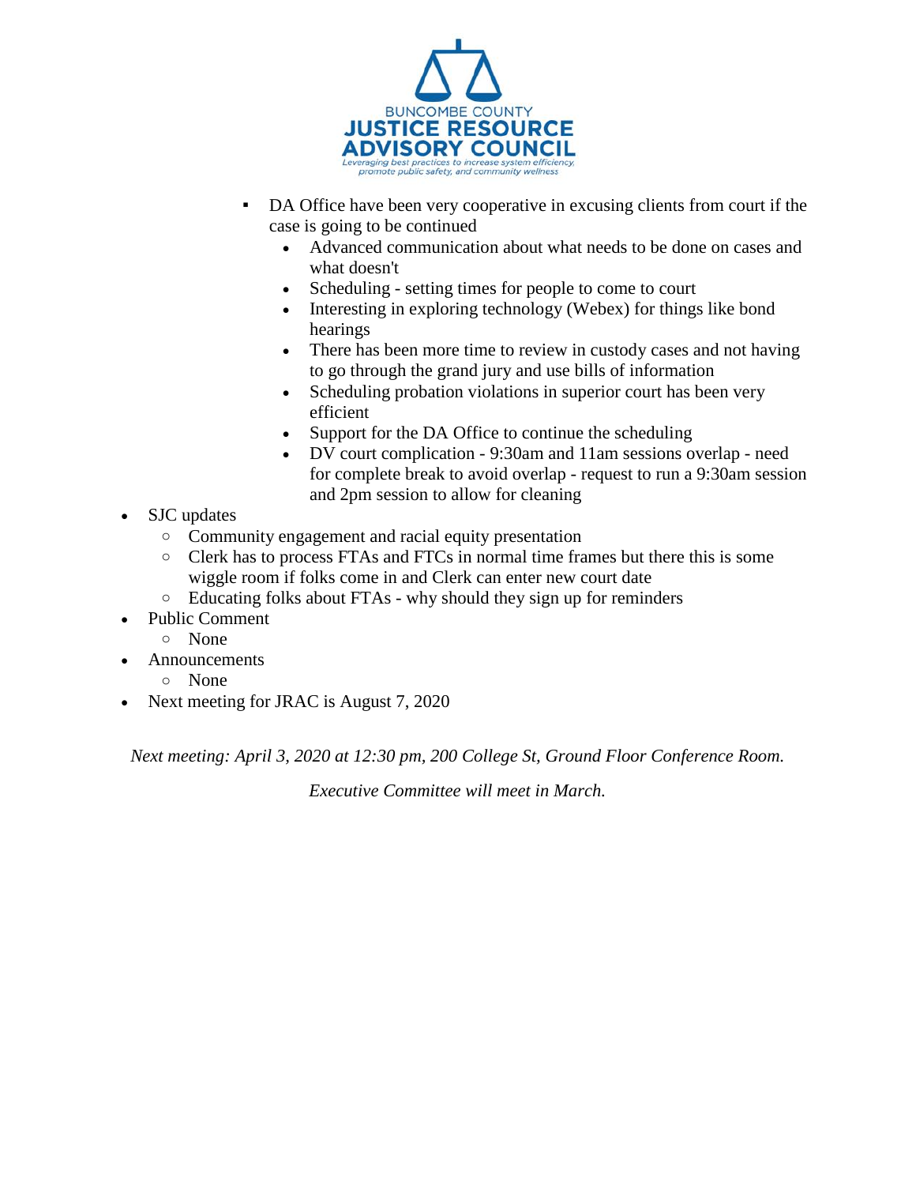- DA Office have been very cooperative in excusing clients from court if the case is going to be continued
  - Advanced communication about what needs to be done on cases and what doesn't
  - Scheduling - setting times for people to come to court
  - Interesting in exploring technology (Webex) for things like bond hearings
  - There has been more time to review in custody cases and not having to go through the grand jury and use bills of information
  - Scheduling probation violations in superior court has been very efficient
  - Support for the DA Office to continue the scheduling
  - DV court complication - 9:30am and 11am sessions overlap - need for complete break to avoid overlap - request to run a 9:30am session and 2pm session to allow for cleaning

- SJC updates
  - Community engagement and racial equity presentation
  - Clerk has to process FTAs and FTCs in normal time frames but there this is some wiggle room if folks come in and Clerk can enter new court date
  - Educating folks about FTAs - why should they sign up for reminders
- Public Comment
  - None
- Announcements
  - None
- Next meeting for JRAC is August 7, 2020

*Next meeting: April 3, 2020 at 12:30 pm, 200 College St, Ground Floor Conference Room.*

*Executive Committee will meet in March.*